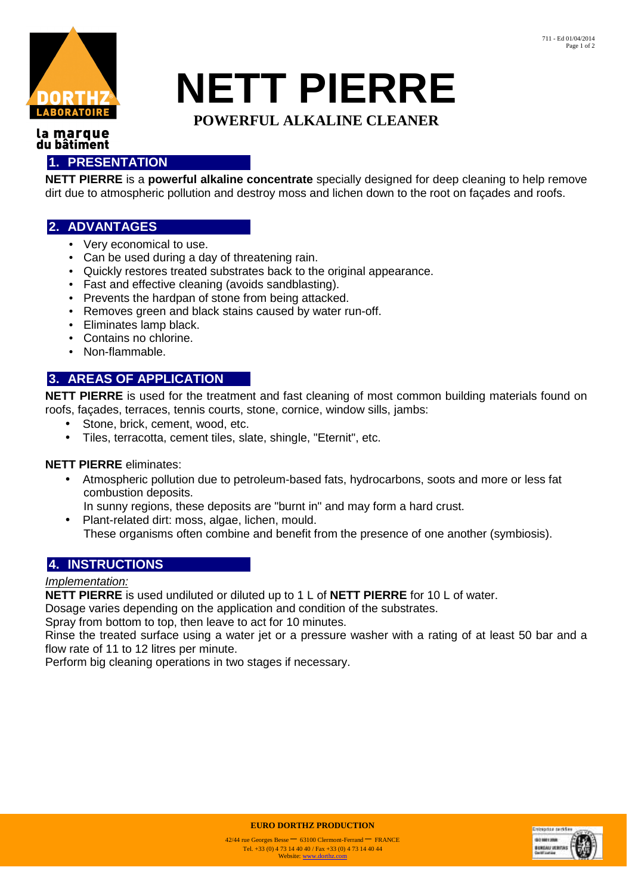# NETT PIERRE

**POWERFUL ALKALINE CLEANER**

## 1. PRESENTATION

**NETT PIERRE** is a **powerful alkaline concentrate** specially designed for deep cleaning to help remove dirt due to atmospheric pollution and destroy moss and lichen down to the root on façades and roofs.

## 2. ADVANTAGES

- Very economical to use.
- Can be used during a day of threatening rain.
- Quickly restores treated substrates back to the original appearance.
- Fast and effective cleaning (avoids sandblasting).
- Prevents the hardpan of stone from being attacked.
- Removes green and black stains caused by water run-off.
- Eliminates lamp black.
- Contains no chlorine.
- Non-flammable.

## 3. AREAS OF APPLICATION

**NETT PIERRE** is used for the treatment and fast cleaning of most common building materials found on roofs, façades, terraces, tennis courts, stone, cornice, window sills, jambs:

- Stone, brick, cement, wood, etc.
- Tiles, terracotta, cement tiles, slate, shingle, "Eternit", etc.

**NETT PIERRE** eliminates:

- Atmospheric pollution due to petroleum-based fats, hydrocarbons, soots and more or less fat combustion deposits.
  In sunny regions, these deposits are "burnt in" and may form a hard crust.
- Plant-related dirt: moss, algae, lichen, mould.
  These organisms often combine and benefit from the presence of one another (symbiosis).

## 4. INSTRUCTIONS

*Implementation:*

**NETT PIERRE** is used undiluted or diluted up to 1 L of **NETT PIERRE** for 10 L of water.
Dosage varies depending on the application and condition of the substrates.
Spray from bottom to top, then leave to act for 10 minutes.
Rinse the treated surface using a water jet or a pressure washer with a rating of at least 50 bar and a flow rate of 11 to 12 litres per minute.
Perform big cleaning operations in two stages if necessary.

**EURO DORTHZ PRODUCTION**

42/44 rue Georges Besse – 63100 Clermont-Ferrand – FRANCE
Tel. +33 (0) 4 73 14 40 40 / Fax +33 (0) 4 73 14 40 44
Website: www.dorthz.com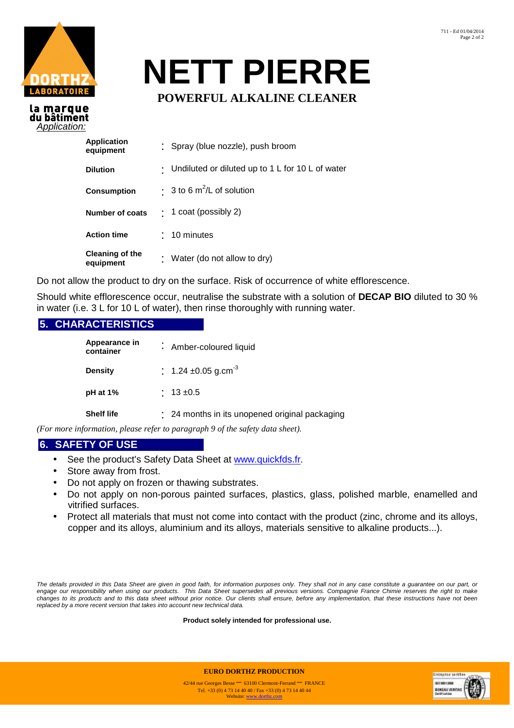# NETT PIERRE

## POWERFUL ALKALINE CLEANER

la marque du bâtiment

*Application:*

| | |
|---|---|
| **Application equipment** | Spray (blue nozzle), push broom |
| **Dilution** | Undiluted or diluted up to 1 L for 10 L of water |
| **Consumption** | 3 to 6 $m^2$/L of solution |
| **Number of coats** | 1 coat (possibly 2) |
| **Action time** | 10 minutes |
| **Cleaning of the equipment** | Water (do not allow to dry) |

Do not allow the product to dry on the surface. Risk of occurrence of white efflorescence.

Should white efflorescence occur, neutralise the substrate with a solution of **DECAP BIO** diluted to 30 % in water (i.e. 3 L for 10 L of water), then rinse thoroughly with running water.

## 5. CHARACTERISTICS

| | |
|---|---|
| **Appearance in container** | Amber-coloured liquid |
| **Density** | 1.24 ±0.05 $g.cm^{-3}$ |
| **pH at 1%** | 13 ±0.5 |
| **Shelf life** | 24 months in its unopened original packaging |

*(For more information, please refer to paragraph 9 of the safety data sheet).*

## 6. SAFETY OF USE

- See the product's Safety Data Sheet at www.quickfds.fr.
- Store away from frost.
- Do not apply on frozen or thawing substrates.
- Do not apply on non-porous painted surfaces, plastics, glass, polished marble, enamelled and vitrified surfaces.
- Protect all materials that must not come into contact with the product (zinc, chrome and its alloys, copper and its alloys, aluminium and its alloys, materials sensitive to alkaline products...).

*The details provided in this Data Sheet are given in good faith, for information purposes only. They shall not in any case constitute a guarantee on our part, or engage our responsibility when using our products. This Data Sheet supersedes all previous versions. Compagnie France Chimie reserves the right to make changes to its products and to this data sheet without prior notice. Our clients shall ensure, before any implementation, that these instructions have not been replaced by a more recent version that takes into account new technical data.*

**Product solely intended for professional use.**

**EURO DORTHZ PRODUCTION**

42/44 rue Georges Besse – 63100 Clermont-Ferrand – FRANCE
Tel. +33 (0) 4 73 14 40 40 / Fax +33 (0) 4 73 14 40 44
Website: www.dorthz.com